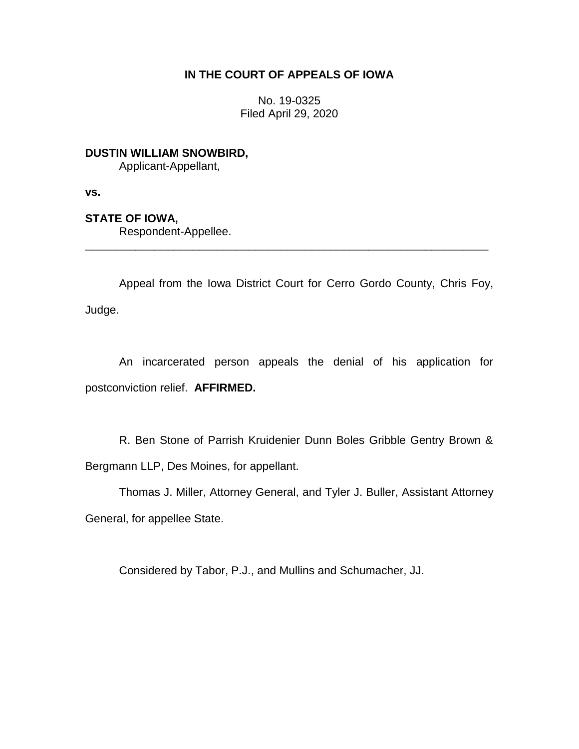**IN THE COURT OF APPEALS OF IOWA**

No. 19-0325
Filed April 29, 2020

**DUSTIN WILLIAM SNOWBIRD,**
Applicant-Appellant,

**vs.**

**STATE OF IOWA,**
Respondent-Appellee.

---

Appeal from the Iowa District Court for Cerro Gordo County, Chris Foy, Judge.

An incarcerated person appeals the denial of his application for postconviction relief. **AFFIRMED.**

R. Ben Stone of Parrish Kruidenier Dunn Boles Gribble Gentry Brown & Bergmann LLP, Des Moines, for appellant.

Thomas J. Miller, Attorney General, and Tyler J. Buller, Assistant Attorney General, for appellee State.

Considered by Tabor, P.J., and Mullins and Schumacher, JJ.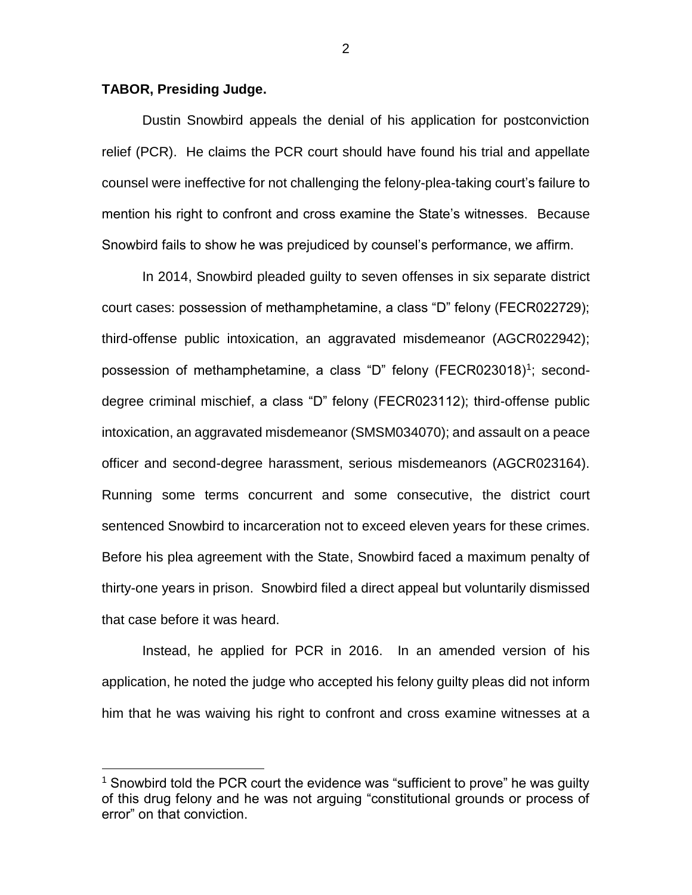**TABOR, Presiding Judge.**

Dustin Snowbird appeals the denial of his application for postconviction relief (PCR). He claims the PCR court should have found his trial and appellate counsel were ineffective for not challenging the felony-plea-taking court's failure to mention his right to confront and cross examine the State's witnesses. Because Snowbird fails to show he was prejudiced by counsel's performance, we affirm.

In 2014, Snowbird pleaded guilty to seven offenses in six separate district court cases: possession of methamphetamine, a class "D" felony (FECR022729); third-offense public intoxication, an aggravated misdemeanor (AGCR022942); possession of methamphetamine, a class "D" felony (FECR023018)[1]; second-degree criminal mischief, a class "D" felony (FECR023112); third-offense public intoxication, an aggravated misdemeanor (SMSM034070); and assault on a peace officer and second-degree harassment, serious misdemeanors (AGCR023164). Running some terms concurrent and some consecutive, the district court sentenced Snowbird to incarceration not to exceed eleven years for these crimes. Before his plea agreement with the State, Snowbird faced a maximum penalty of thirty-one years in prison. Snowbird filed a direct appeal but voluntarily dismissed that case before it was heard.

Instead, he applied for PCR in 2016. In an amended version of his application, he noted the judge who accepted his felony guilty pleas did not inform him that he was waiving his right to confront and cross examine witnesses at a

[1] Snowbird told the PCR court the evidence was "sufficient to prove" he was guilty of this drug felony and he was not arguing "constitutional grounds or process of error" on that conviction.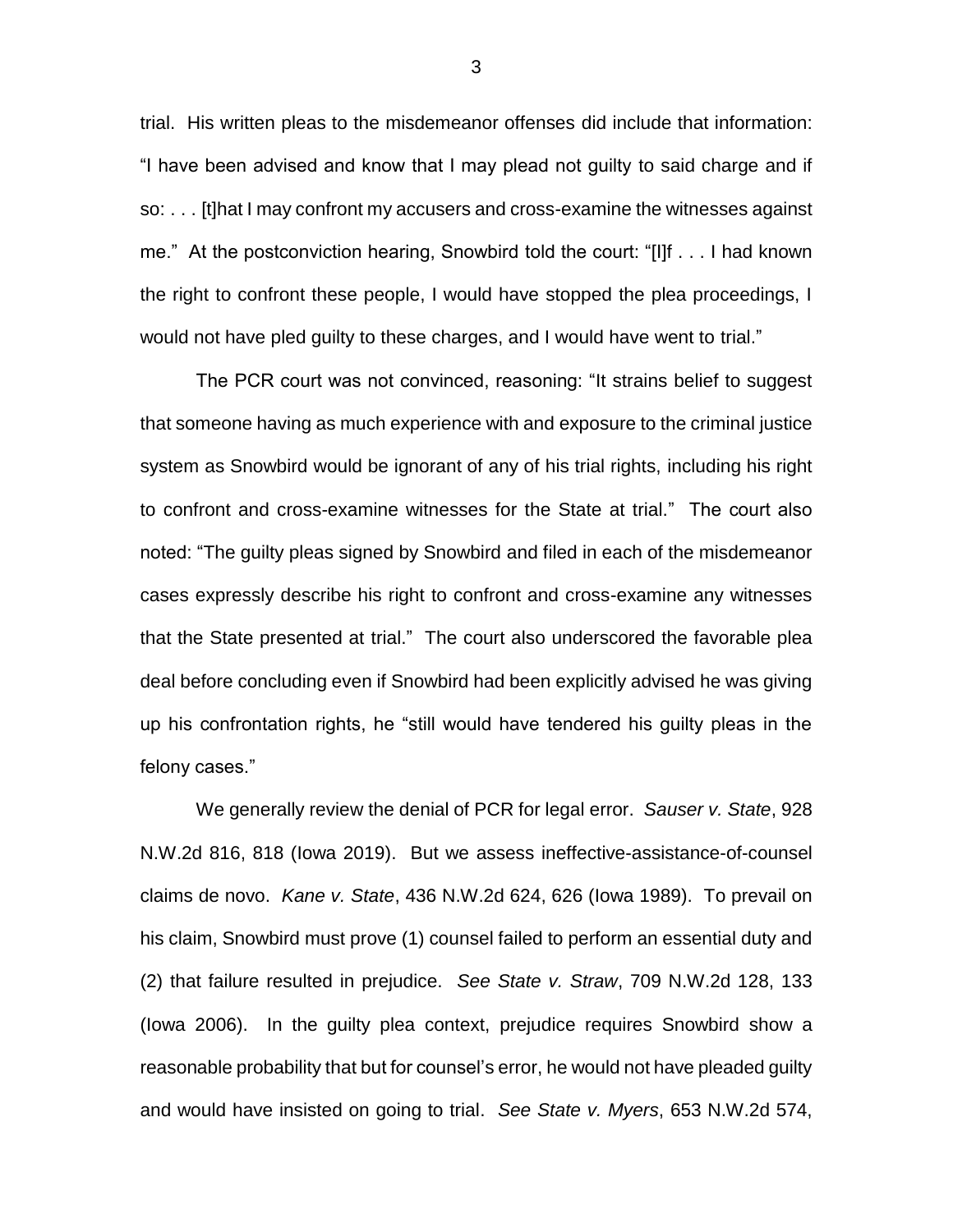trial. His written pleas to the misdemeanor offenses did include that information: "I have been advised and know that I may plead not guilty to said charge and if so: . . . [t]hat I may confront my accusers and cross-examine the witnesses against me." At the postconviction hearing, Snowbird told the court: "[I]f . . . I had known the right to confront these people, I would have stopped the plea proceedings, I would not have pled guilty to these charges, and I would have went to trial."

The PCR court was not convinced, reasoning: "It strains belief to suggest that someone having as much experience with and exposure to the criminal justice system as Snowbird would be ignorant of any of his trial rights, including his right to confront and cross-examine witnesses for the State at trial." The court also noted: "The guilty pleas signed by Snowbird and filed in each of the misdemeanor cases expressly describe his right to confront and cross-examine any witnesses that the State presented at trial." The court also underscored the favorable plea deal before concluding even if Snowbird had been explicitly advised he was giving up his confrontation rights, he "still would have tendered his guilty pleas in the felony cases."

We generally review the denial of PCR for legal error. *Sauser v. State*, 928 N.W.2d 816, 818 (Iowa 2019). But we assess ineffective-assistance-of-counsel claims de novo. *Kane v. State*, 436 N.W.2d 624, 626 (Iowa 1989). To prevail on his claim, Snowbird must prove (1) counsel failed to perform an essential duty and (2) that failure resulted in prejudice. *See State v. Straw*, 709 N.W.2d 128, 133 (Iowa 2006). In the guilty plea context, prejudice requires Snowbird show a reasonable probability that but for counsel's error, he would not have pleaded guilty and would have insisted on going to trial. *See State v. Myers*, 653 N.W.2d 574,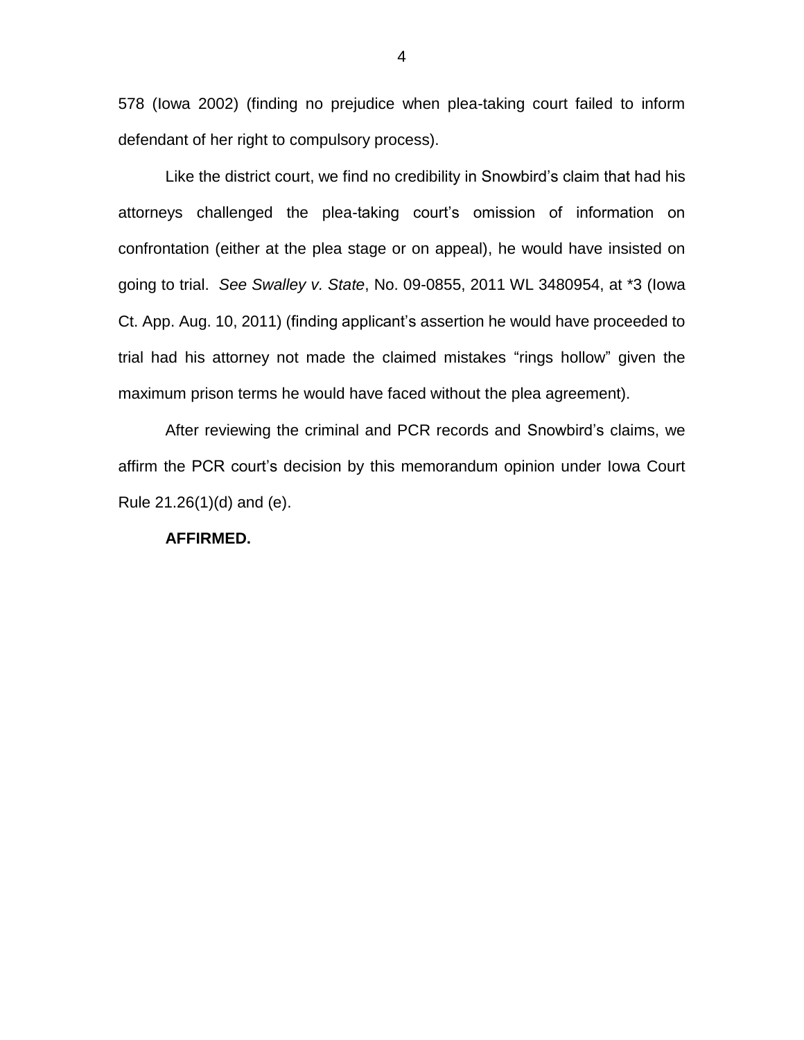578 (Iowa 2002) (finding no prejudice when plea-taking court failed to inform defendant of her right to compulsory process).

Like the district court, we find no credibility in Snowbird's claim that had his attorneys challenged the plea-taking court's omission of information on confrontation (either at the plea stage or on appeal), he would have insisted on going to trial. *See Swalley v. State*, No. 09-0855, 2011 WL 3480954, at *3 (Iowa Ct. App. Aug. 10, 2011) (finding applicant's assertion he would have proceeded to trial had his attorney not made the claimed mistakes "rings hollow" given the maximum prison terms he would have faced without the plea agreement).

After reviewing the criminal and PCR records and Snowbird's claims, we affirm the PCR court's decision by this memorandum opinion under Iowa Court Rule 21.26(1)(d) and (e).

**AFFIRMED.**